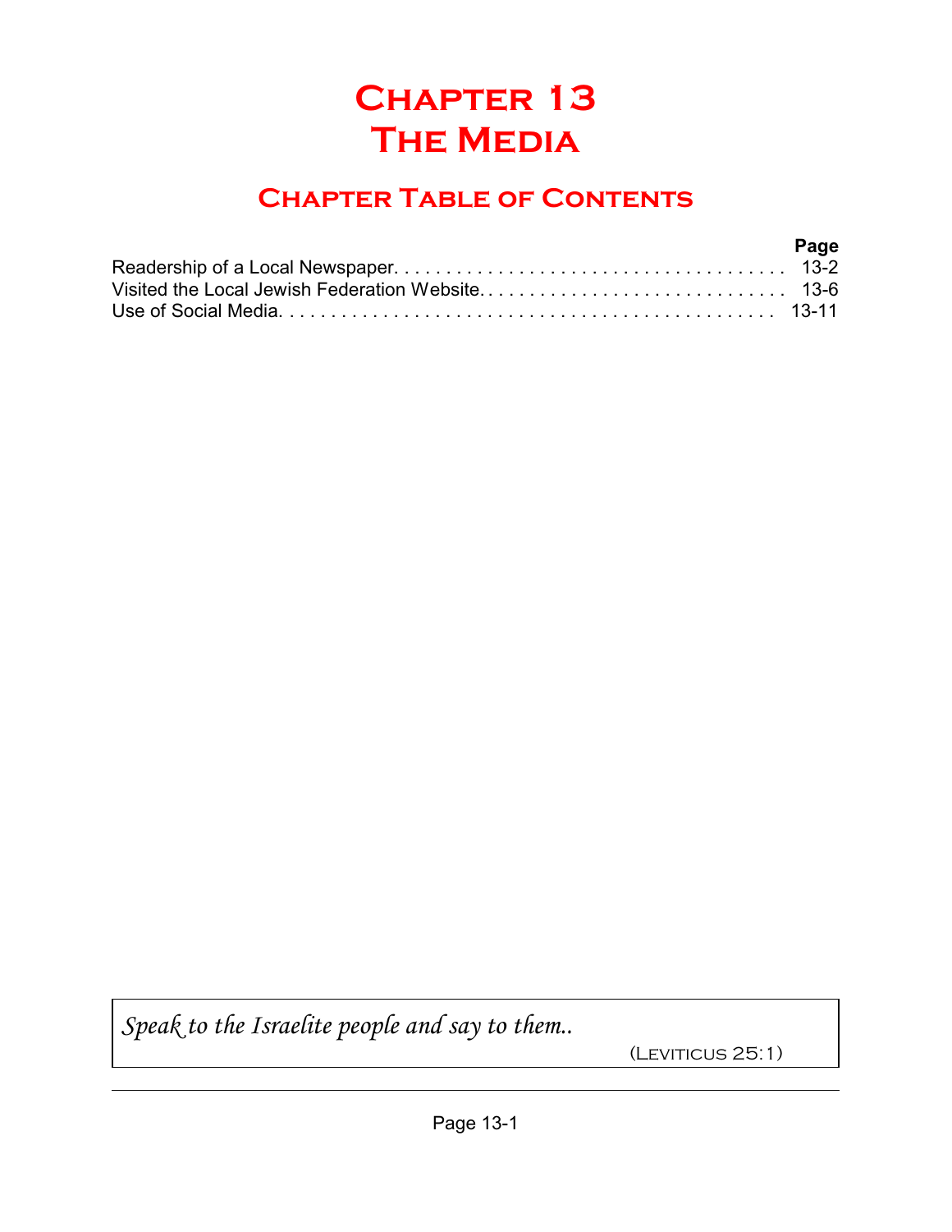# Chapter 13
# The Media

## Chapter Table of Contents

| | Page |
|---|---|
| Readership of a Local Newspaper | 13-2 |
| Visited the Local Jewish Federation Website | 13-6 |
| Use of Social Media | 13-11 |

*Speak to the Israelite people and say to them..*

(Leviticus 25:1)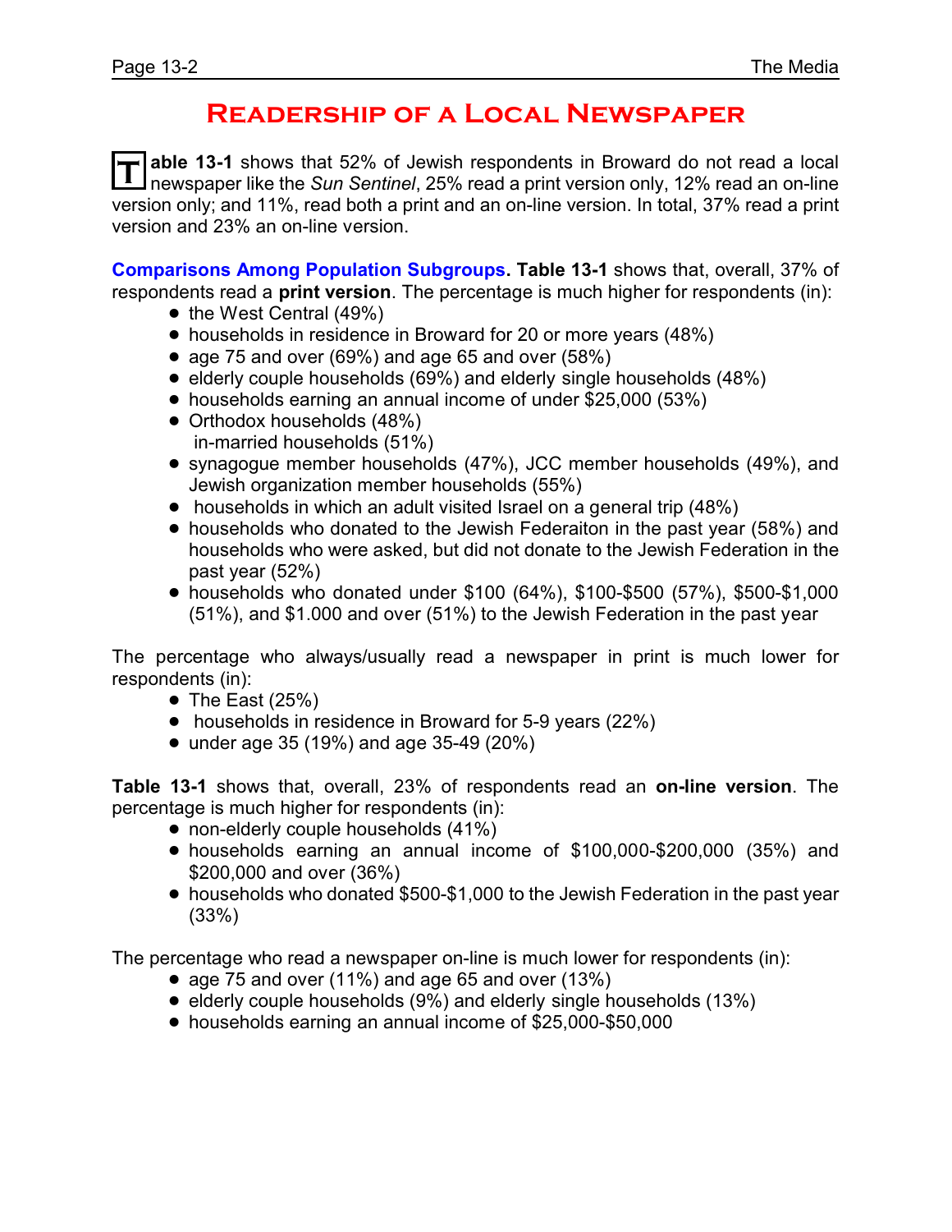# Readership of a Local Newspaper

**Table 13-1** shows that 52% of Jewish respondents in Broward do not read a local newspaper like the *Sun Sentinel*, 25% read a print version only, 12% read an on-line version only; and 11%, read both a print and an on-line version. In total, 37% read a print version and 23% an on-line version.

**Comparisons Among Population Subgroups. Table 13-1** shows that, overall, 37% of respondents read a **print version**. The percentage is much higher for respondents (in):

- the West Central (49%)
- households in residence in Broward for 20 or more years (48%)
- age 75 and over (69%) and age 65 and over (58%)
- elderly couple households (69%) and elderly single households (48%)
- households earning an annual income of under $25,000 (53%)
- Orthodox households (48%)
  in-married households (51%)
- synagogue member households (47%), JCC member households (49%), and Jewish organization member households (55%)
- households in which an adult visited Israel on a general trip (48%)
- households who donated to the Jewish Federaiton in the past year (58%) and households who were asked, but did not donate to the Jewish Federation in the past year (52%)
- households who donated under $100 (64%), $100-$500 (57%), $500-$1,000 (51%), and $1.000 and over (51%) to the Jewish Federation in the past year

The percentage who always/usually read a newspaper in print is much lower for respondents (in):

- The East (25%)
- households in residence in Broward for 5-9 years (22%)
- under age 35 (19%) and age 35-49 (20%)

**Table 13-1** shows that, overall, 23% of respondents read an **on-line version**. The percentage is much higher for respondents (in):

- non-elderly couple households (41%)
- households earning an annual income of $100,000-$200,000 (35%) and $200,000 and over (36%)
- households who donated $500-$1,000 to the Jewish Federation in the past year (33%)

The percentage who read a newspaper on-line is much lower for respondents (in):

- age 75 and over (11%) and age 65 and over (13%)
- elderly couple households (9%) and elderly single households (13%)
- households earning an annual income of $25,000-$50,000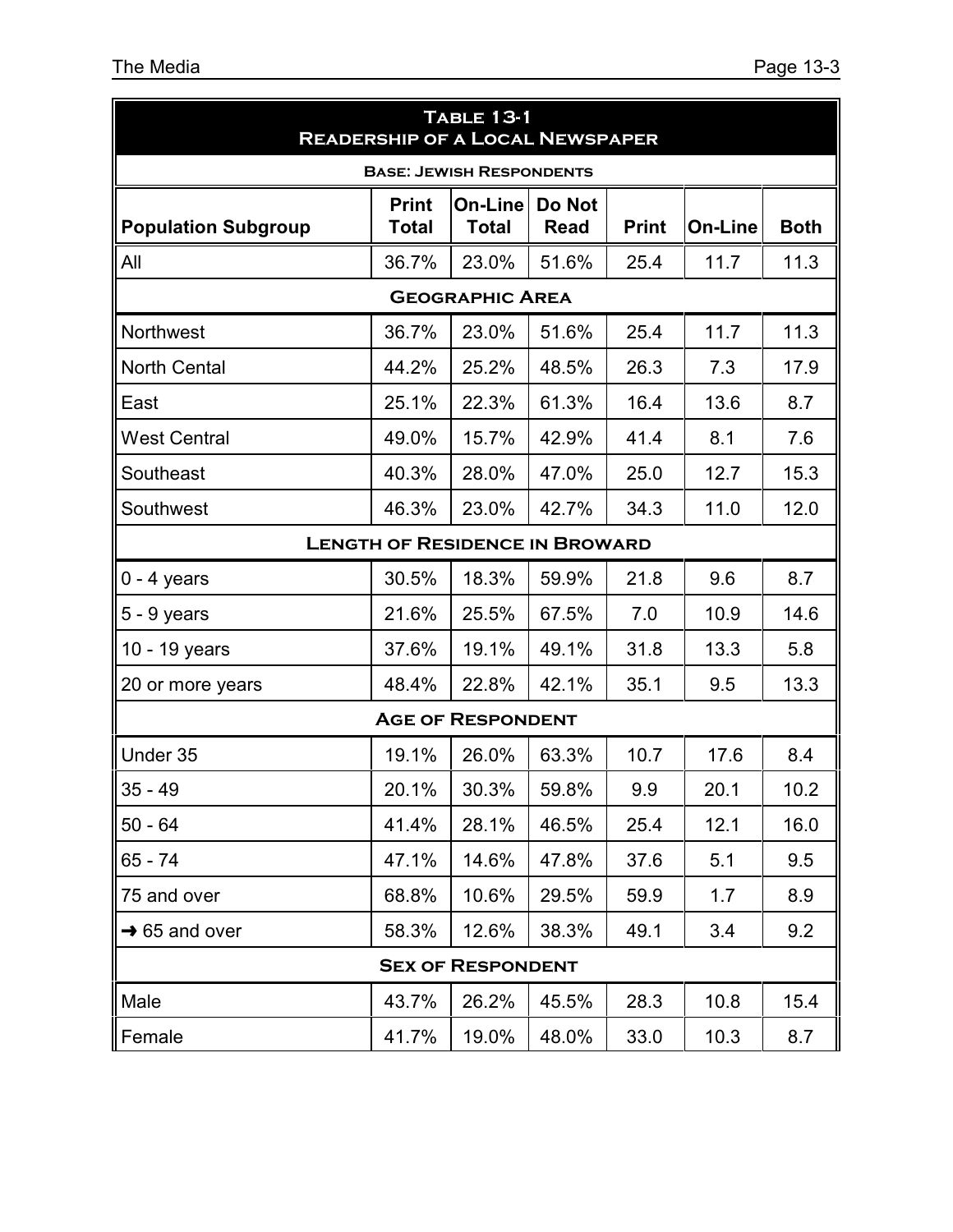| **Table 13-1**<br>**Readership of a Local Newspaper** | | | | | | |
|---|---|---|---|---|---|---|
| **Base: Jewish Respondents** | | | | | | |
| **Population Subgroup** | **Print Total** | **On-Line Total** | **Do Not Read** | **Print** | **On-Line** | **Both** |
| All | 36.7% | 23.0% | 51.6% | 25.4 | 11.7 | 11.3 |
| **Geographic Area** | | | | | | |
| Northwest | 36.7% | 23.0% | 51.6% | 25.4 | 11.7 | 11.3 |
| North Cental | 44.2% | 25.2% | 48.5% | 26.3 | 7.3 | 17.9 |
| East | 25.1% | 22.3% | 61.3% | 16.4 | 13.6 | 8.7 |
| West Central | 49.0% | 15.7% | 42.9% | 41.4 | 8.1 | 7.6 |
| Southeast | 40.3% | 28.0% | 47.0% | 25.0 | 12.7 | 15.3 |
| Southwest | 46.3% | 23.0% | 42.7% | 34.3 | 11.0 | 12.0 |
| **Length of Residence in Broward** | | | | | | |
| 0 - 4 years | 30.5% | 18.3% | 59.9% | 21.8 | 9.6 | 8.7 |
| 5 - 9 years | 21.6% | 25.5% | 67.5% | 7.0 | 10.9 | 14.6 |
| 10 - 19 years | 37.6% | 19.1% | 49.1% | 31.8 | 13.3 | 5.8 |
| 20 or more years | 48.4% | 22.8% | 42.1% | 35.1 | 9.5 | 13.3 |
| **Age of Respondent** | | | | | | |
| Under 35 | 19.1% | 26.0% | 63.3% | 10.7 | 17.6 | 8.4 |
| 35 - 49 | 20.1% | 30.3% | 59.8% | 9.9 | 20.1 | 10.2 |
| 50 - 64 | 41.4% | 28.1% | 46.5% | 25.4 | 12.1 | 16.0 |
| 65 - 74 | 47.1% | 14.6% | 47.8% | 37.6 | 5.1 | 9.5 |
| 75 and over | 68.8% | 10.6% | 29.5% | 59.9 | 1.7 | 8.9 |
| → 65 and over | 58.3% | 12.6% | 38.3% | 49.1 | 3.4 | 9.2 |
| **Sex of Respondent** | | | | | | |
| Male | 43.7% | 26.2% | 45.5% | 28.3 | 10.8 | 15.4 |
| Female | 41.7% | 19.0% | 48.0% | 33.0 | 10.3 | 8.7 |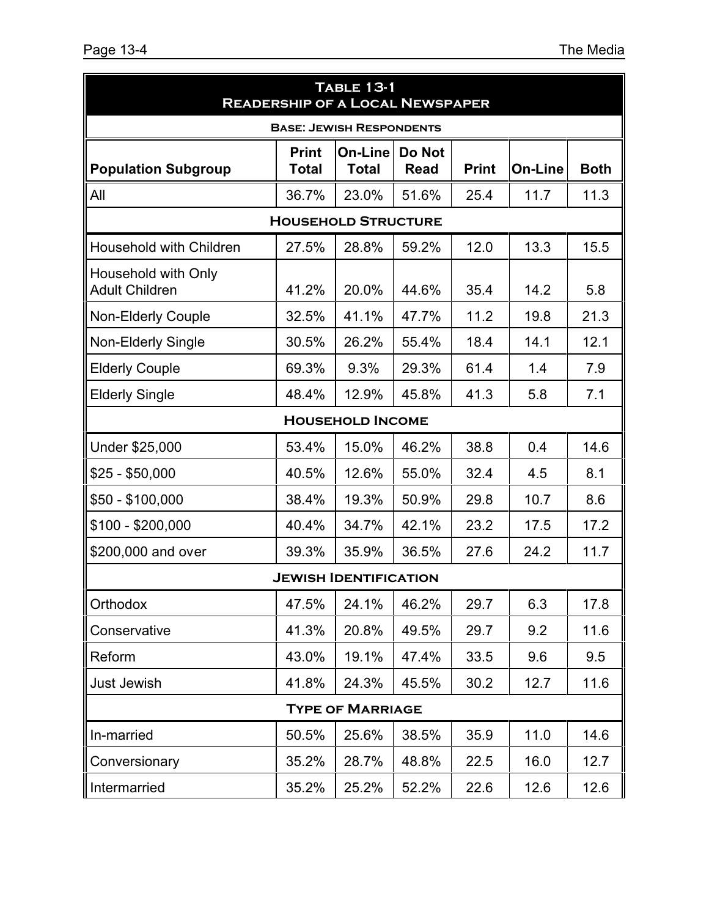| Table 13-1<br>Readership of a Local Newspaper | | | | | | |
|---|---|---|---|---|---|---|
| **Base: Jewish Respondents** | | | | | | |
| **Population Subgroup** | **Print Total** | **On-Line Total** | **Do Not Read** | **Print** | **On-Line** | **Both** |
| All | 36.7% | 23.0% | 51.6% | 25.4 | 11.7 | 11.3 |
| **Household Structure** | | | | | | |
| Household with Children | 27.5% | 28.8% | 59.2% | 12.0 | 13.3 | 15.5 |
| Household with Only Adult Children | 41.2% | 20.0% | 44.6% | 35.4 | 14.2 | 5.8 |
| Non-Elderly Couple | 32.5% | 41.1% | 47.7% | 11.2 | 19.8 | 21.3 |
| Non-Elderly Single | 30.5% | 26.2% | 55.4% | 18.4 | 14.1 | 12.1 |
| Elderly Couple | 69.3% | 9.3% | 29.3% | 61.4 | 1.4 | 7.9 |
| Elderly Single | 48.4% | 12.9% | 45.8% | 41.3 | 5.8 | 7.1 |
| **Household Income** | | | | | | |
| Under $25,000 | 53.4% | 15.0% | 46.2% | 38.8 | 0.4 | 14.6 |
| $25 - $50,000 | 40.5% | 12.6% | 55.0% | 32.4 | 4.5 | 8.1 |
| $50 - $100,000 | 38.4% | 19.3% | 50.9% | 29.8 | 10.7 | 8.6 |
| $100 - $200,000 | 40.4% | 34.7% | 42.1% | 23.2 | 17.5 | 17.2 |
| $200,000 and over | 39.3% | 35.9% | 36.5% | 27.6 | 24.2 | 11.7 |
| **Jewish Identification** | | | | | | |
| Orthodox | 47.5% | 24.1% | 46.2% | 29.7 | 6.3 | 17.8 |
| Conservative | 41.3% | 20.8% | 49.5% | 29.7 | 9.2 | 11.6 |
| Reform | 43.0% | 19.1% | 47.4% | 33.5 | 9.6 | 9.5 |
| Just Jewish | 41.8% | 24.3% | 45.5% | 30.2 | 12.7 | 11.6 |
| **Type of Marriage** | | | | | | |
| In-married | 50.5% | 25.6% | 38.5% | 35.9 | 11.0 | 14.6 |
| Conversionary | 35.2% | 28.7% | 48.8% | 22.5 | 16.0 | 12.7 |
| Intermarried | 35.2% | 25.2% | 52.2% | 22.6 | 12.6 | 12.6 |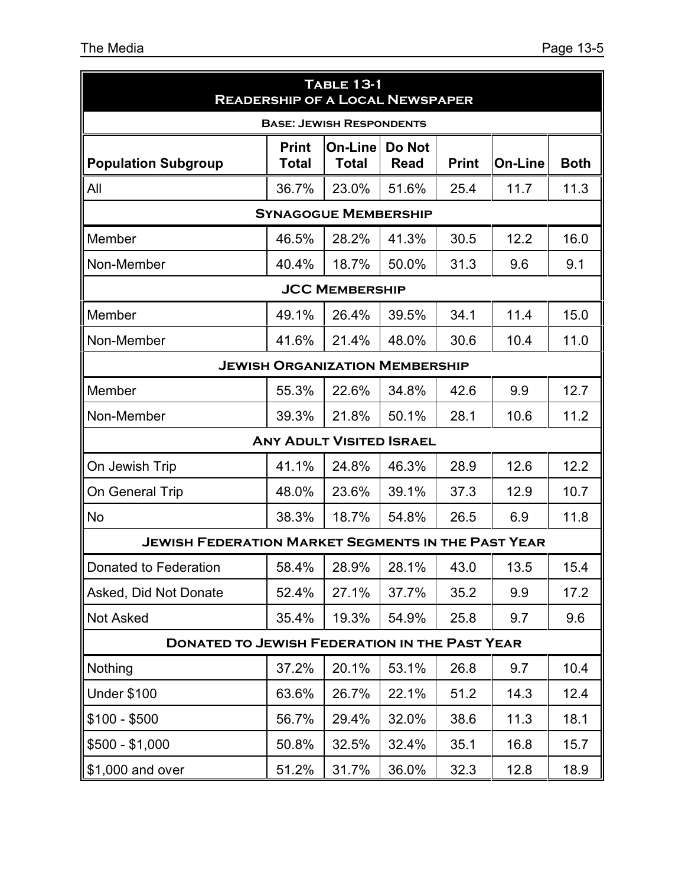| Table 13-1<br>Readership of a Local Newspaper | | | | | | |
|---|---|---|---|---|---|---|
| **Base: Jewish Respondents** | | | | | | |
| **Population Subgroup** | **Print Total** | **On-Line Total** | **Do Not Read** | **Print** | **On-Line** | **Both** |
| All | 36.7% | 23.0% | 51.6% | 25.4 | 11.7 | 11.3 |
| **Synagogue Membership** | | | | | | |
| Member | 46.5% | 28.2% | 41.3% | 30.5 | 12.2 | 16.0 |
| Non-Member | 40.4% | 18.7% | 50.0% | 31.3 | 9.6 | 9.1 |
| **JCC Membership** | | | | | | |
| Member | 49.1% | 26.4% | 39.5% | 34.1 | 11.4 | 15.0 |
| Non-Member | 41.6% | 21.4% | 48.0% | 30.6 | 10.4 | 11.0 |
| **Jewish Organization Membership** | | | | | | |
| Member | 55.3% | 22.6% | 34.8% | 42.6 | 9.9 | 12.7 |
| Non-Member | 39.3% | 21.8% | 50.1% | 28.1 | 10.6 | 11.2 |
| **Any Adult Visited Israel** | | | | | | |
| On Jewish Trip | 41.1% | 24.8% | 46.3% | 28.9 | 12.6 | 12.2 |
| On General Trip | 48.0% | 23.6% | 39.1% | 37.3 | 12.9 | 10.7 |
| No | 38.3% | 18.7% | 54.8% | 26.5 | 6.9 | 11.8 |
| **Jewish Federation Market Segments in the Past Year** | | | | | | |
| Donated to Federation | 58.4% | 28.9% | 28.1% | 43.0 | 13.5 | 15.4 |
| Asked, Did Not Donate | 52.4% | 27.1% | 37.7% | 35.2 | 9.9 | 17.2 |
| Not Asked | 35.4% | 19.3% | 54.9% | 25.8 | 9.7 | 9.6 |
| **Donated to Jewish Federation in the Past Year** | | | | | | |
| Nothing | 37.2% | 20.1% | 53.1% | 26.8 | 9.7 | 10.4 |
| Under $100 | 63.6% | 26.7% | 22.1% | 51.2 | 14.3 | 12.4 |
| $100 - $500 | 56.7% | 29.4% | 32.0% | 38.6 | 11.3 | 18.1 |
| $500 - $1,000 | 50.8% | 32.5% | 32.4% | 35.1 | 16.8 | 15.7 |
| $1,000 and over | 51.2% | 31.7% | 36.0% | 32.3 | 12.8 | 18.9 |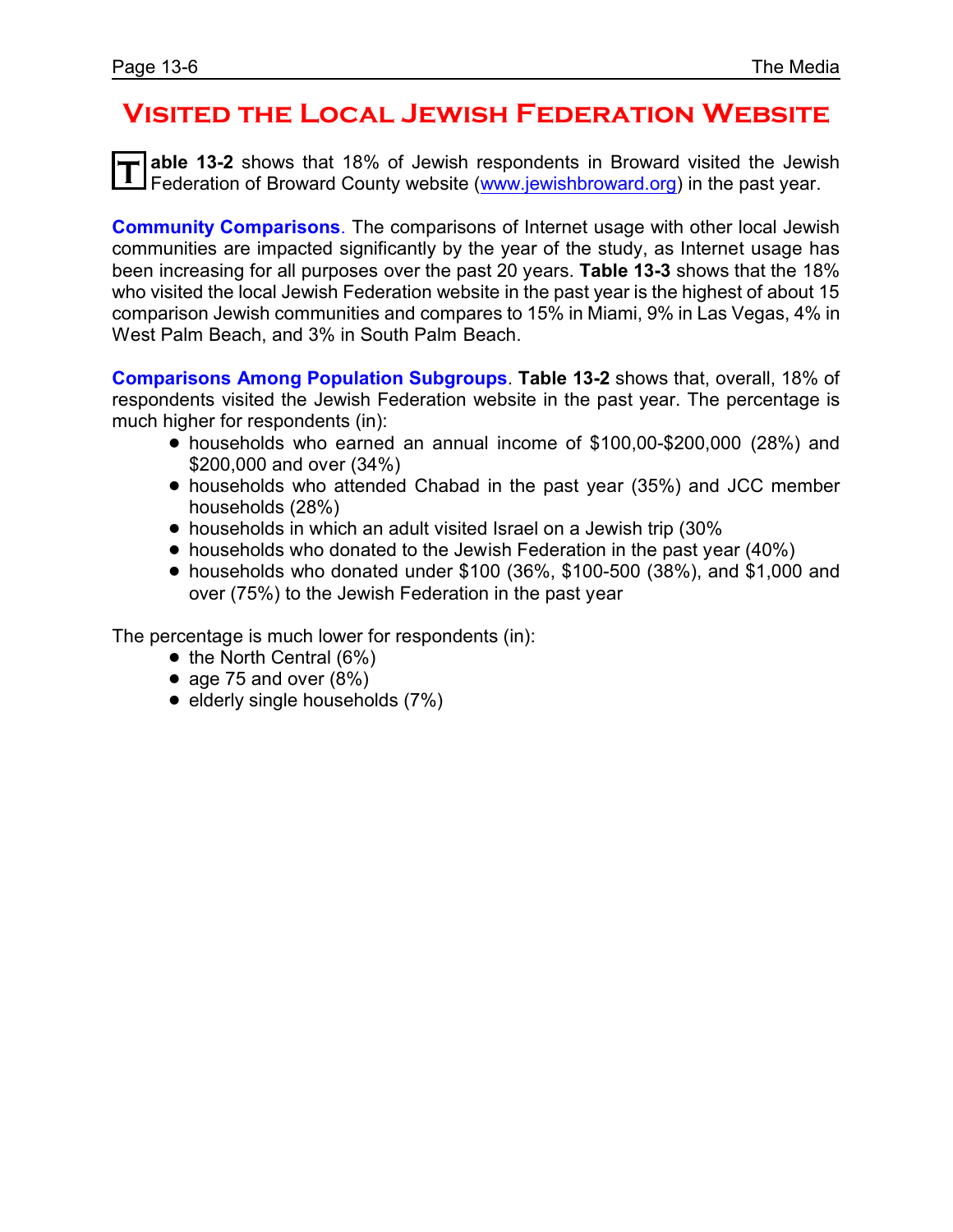# Visited the Local Jewish Federation Website

**Table 13-2** shows that 18% of Jewish respondents in Broward visited the Jewish Federation of Broward County website (www.jewishbroward.org) in the past year.

**Community Comparisons**. The comparisons of Internet usage with other local Jewish communities are impacted significantly by the year of the study, as Internet usage has been increasing for all purposes over the past 20 years. **Table 13-3** shows that the 18% who visited the local Jewish Federation website in the past year is the highest of about 15 comparison Jewish communities and compares to 15% in Miami, 9% in Las Vegas, 4% in West Palm Beach, and 3% in South Palm Beach.

**Comparisons Among Population Subgroups**. **Table 13-2** shows that, overall, 18% of respondents visited the Jewish Federation website in the past year. The percentage is much higher for respondents (in):

- households who earned an annual income of $100,00-$200,000 (28%) and $200,000 and over (34%)
- households who attended Chabad in the past year (35%) and JCC member households (28%)
- households in which an adult visited Israel on a Jewish trip (30%
- households who donated to the Jewish Federation in the past year (40%)
- households who donated under $100 (36%, $100-500 (38%), and $1,000 and over (75%) to the Jewish Federation in the past year

The percentage is much lower for respondents (in):

- the North Central (6%)
- age 75 and over (8%)
- elderly single households (7%)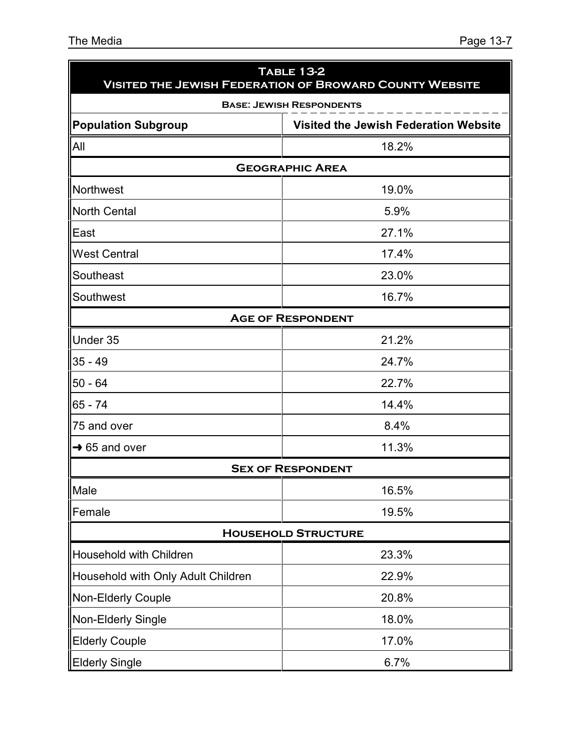## Table 13-2
## Visited the Jewish Federation of Broward County Website

**Base: Jewish Respondents**

| Population Subgroup | Visited the Jewish Federation Website |
|---|---|
| All | 18.2% |
| **Geographic Area** | |
| Northwest | 19.0% |
| North Cental | 5.9% |
| East | 27.1% |
| West Central | 17.4% |
| Southeast | 23.0% |
| Southwest | 16.7% |
| **Age of Respondent** | |
| Under 35 | 21.2% |
| 35 - 49 | 24.7% |
| 50 - 64 | 22.7% |
| 65 - 74 | 14.4% |
| 75 and over | 8.4% |
| → 65 and over | 11.3% |
| **Sex of Respondent** | |
| Male | 16.5% |
| Female | 19.5% |
| **Household Structure** | |
| Household with Children | 23.3% |
| Household with Only Adult Children | 22.9% |
| Non-Elderly Couple | 20.8% |
| Non-Elderly Single | 18.0% |
| Elderly Couple | 17.0% |
| Elderly Single | 6.7% |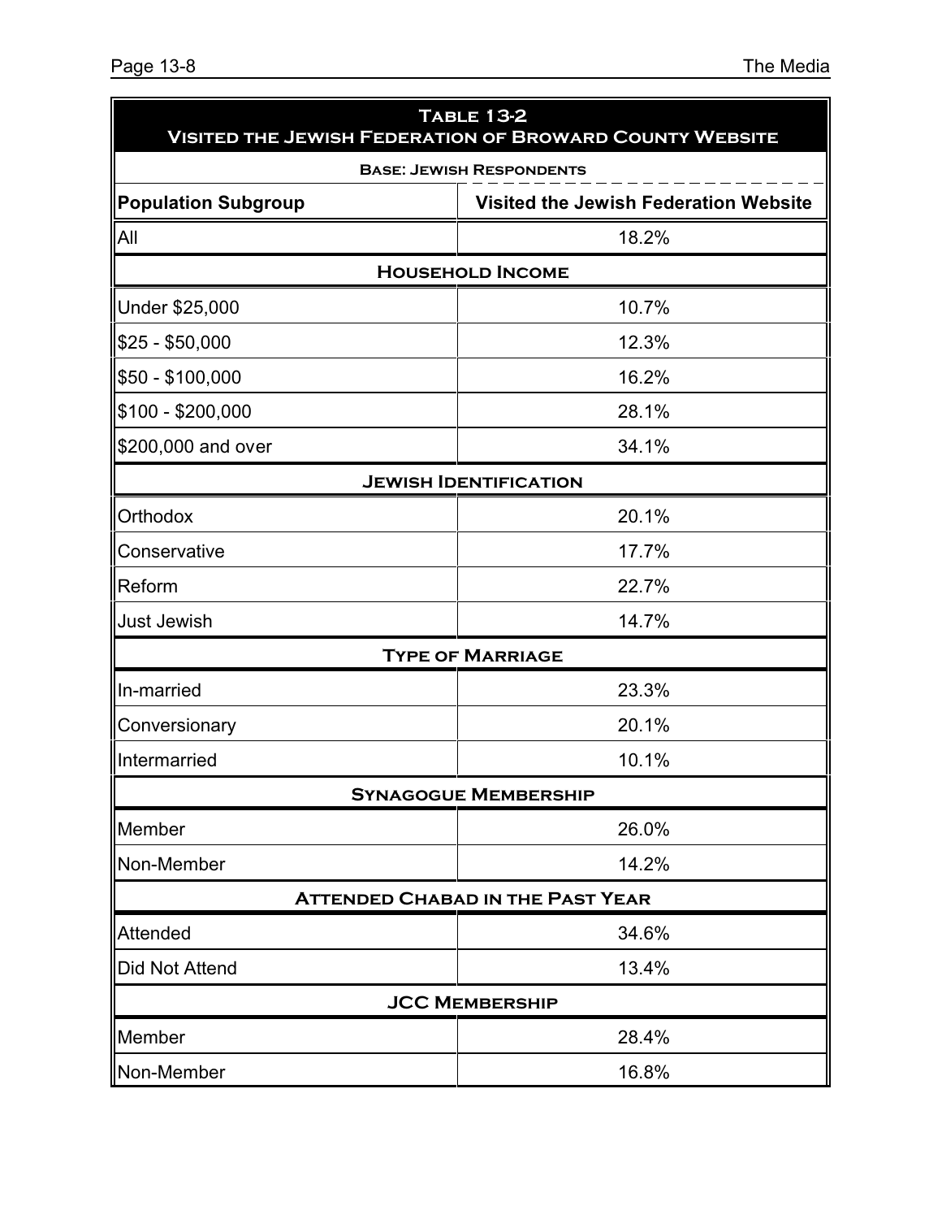## Table 13-2
## Visited the Jewish Federation of Broward County Website

**Base: Jewish Respondents**

| Population Subgroup | Visited the Jewish Federation Website |
|---|---|
| All | 18.2% |
| **Household Income** | |
| Under $25,000 | 10.7% |
| $25 - $50,000 | 12.3% |
| $50 - $100,000 | 16.2% |
| $100 - $200,000 | 28.1% |
| $200,000 and over | 34.1% |
| **Jewish Identification** | |
| Orthodox | 20.1% |
| Conservative | 17.7% |
| Reform | 22.7% |
| Just Jewish | 14.7% |
| **Type of Marriage** | |
| In-married | 23.3% |
| Conversionary | 20.1% |
| Intermarried | 10.1% |
| **Synagogue Membership** | |
| Member | 26.0% |
| Non-Member | 14.2% |
| **Attended Chabad in the Past Year** | |
| Attended | 34.6% |
| Did Not Attend | 13.4% |
| **JCC Membership** | |
| Member | 28.4% |
| Non-Member | 16.8% |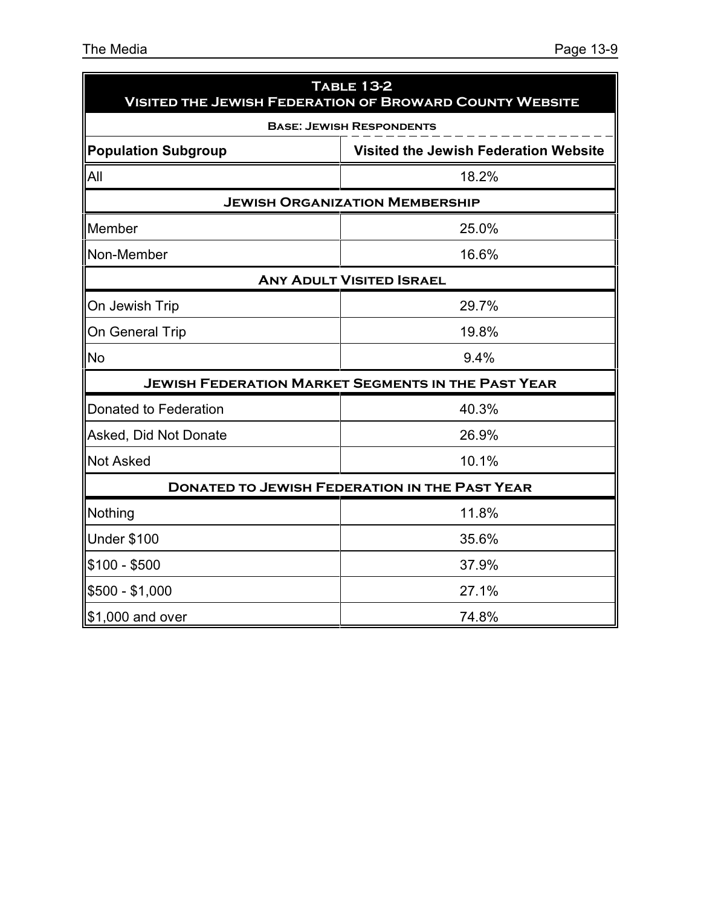| Table 13-2<br>Visited the Jewish Federation of Broward County Website | |
|---|---|
| Base: Jewish Respondents | |
| **Population Subgroup** | **Visited the Jewish Federation Website** |
| All | 18.2% |
| **Jewish Organization Membership** | |
| Member | 25.0% |
| Non-Member | 16.6% |
| **Any Adult Visited Israel** | |
| On Jewish Trip | 29.7% |
| On General Trip | 19.8% |
| No | 9.4% |
| **Jewish Federation Market Segments in the Past Year** | |
| Donated to Federation | 40.3% |
| Asked, Did Not Donate | 26.9% |
| Not Asked | 10.1% |
| **Donated to Jewish Federation in the Past Year** | |
| Nothing | 11.8% |
| Under $100 | 35.6% |
| $100 - $500 | 37.9% |
| $500 - $1,000 | 27.1% |
| $1,000 and over | 74.8% |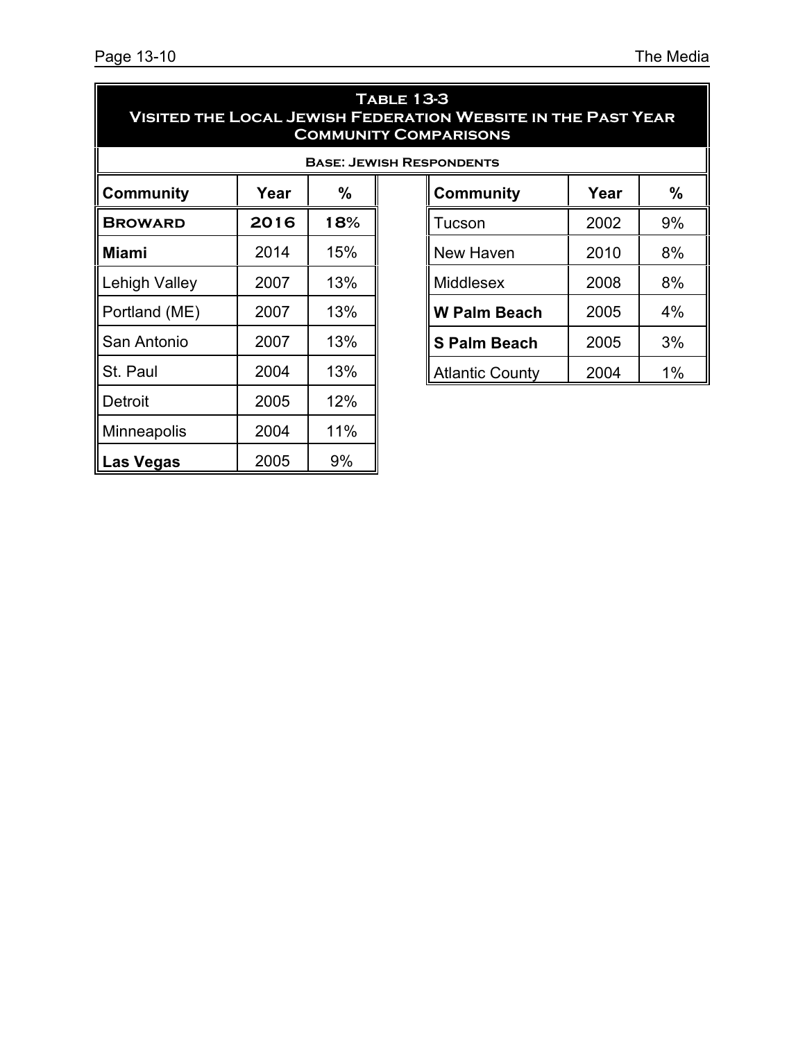## Table 13-3
## Visited the Local Jewish Federation Website in the Past Year
## Community Comparisons

**Base: Jewish Respondents**

| Community | Year | % | Community | Year | % |
|---|---|---|---|---|---|
| **BROWARD** | **2016** | **18%** | Tucson | 2002 | 9% |
| **Miami** | 2014 | 15% | New Haven | 2010 | 8% |
| Lehigh Valley | 2007 | 13% | Middlesex | 2008 | 8% |
| Portland (ME) | 2007 | 13% | **W Palm Beach** | 2005 | 4% |
| San Antonio | 2007 | 13% | **S Palm Beach** | 2005 | 3% |
| St. Paul | 2004 | 13% | Atlantic County | 2004 | 1% |
| Detroit | 2005 | 12% | | | |
| Minneapolis | 2004 | 11% | | | |
| **Las Vegas** | 2005 | 9% | | | |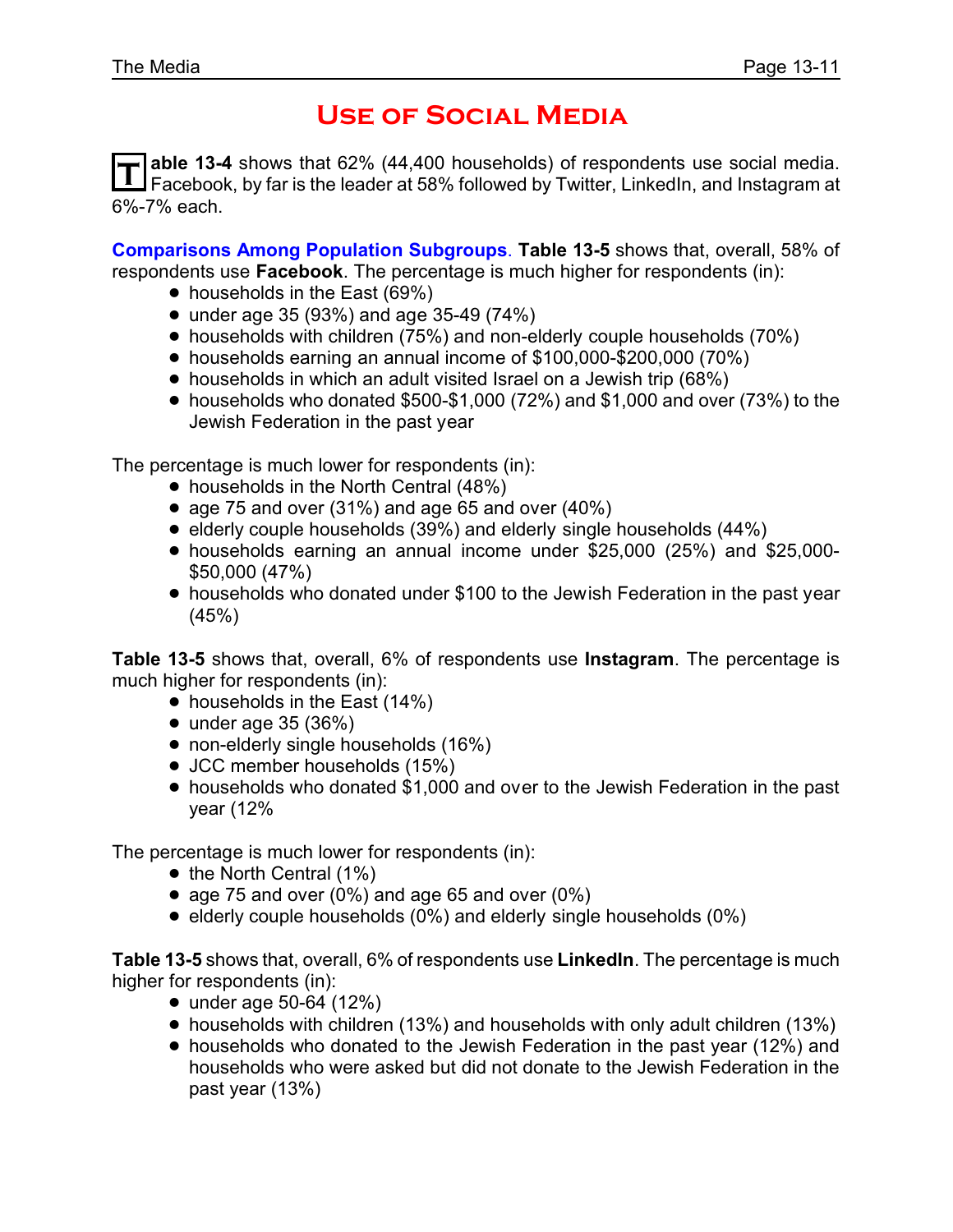# Use of Social Media

**Table 13-4** shows that 62% (44,400 households) of respondents use social media. Facebook, by far is the leader at 58% followed by Twitter, LinkedIn, and Instagram at 6%-7% each.

**Comparisons Among Population Subgroups**. **Table 13-5** shows that, overall, 58% of respondents use **Facebook**. The percentage is much higher for respondents (in):

- households in the East (69%)
- under age 35 (93%) and age 35-49 (74%)
- households with children (75%) and non-elderly couple households (70%)
- households earning an annual income of $100,000-$200,000 (70%)
- households in which an adult visited Israel on a Jewish trip (68%)
- households who donated $500-$1,000 (72%) and $1,000 and over (73%) to the Jewish Federation in the past year

The percentage is much lower for respondents (in):

- households in the North Central (48%)
- age 75 and over (31%) and age 65 and over (40%)
- elderly couple households (39%) and elderly single households (44%)
- households earning an annual income under $25,000 (25%) and $25,000-$50,000 (47%)
- households who donated under $100 to the Jewish Federation in the past year (45%)

**Table 13-5** shows that, overall, 6% of respondents use **Instagram**. The percentage is much higher for respondents (in):

- households in the East (14%)
- under age 35 (36%)
- non-elderly single households (16%)
- JCC member households (15%)
- households who donated $1,000 and over to the Jewish Federation in the past year (12%

The percentage is much lower for respondents (in):

- the North Central (1%)
- age 75 and over (0%) and age 65 and over (0%)
- elderly couple households (0%) and elderly single households (0%)

**Table 13-5** shows that, overall, 6% of respondents use **LinkedIn**. The percentage is much higher for respondents (in):

- under age 50-64 (12%)
- households with children (13%) and households with only adult children (13%)
- households who donated to the Jewish Federation in the past year (12%) and households who were asked but did not donate to the Jewish Federation in the past year (13%)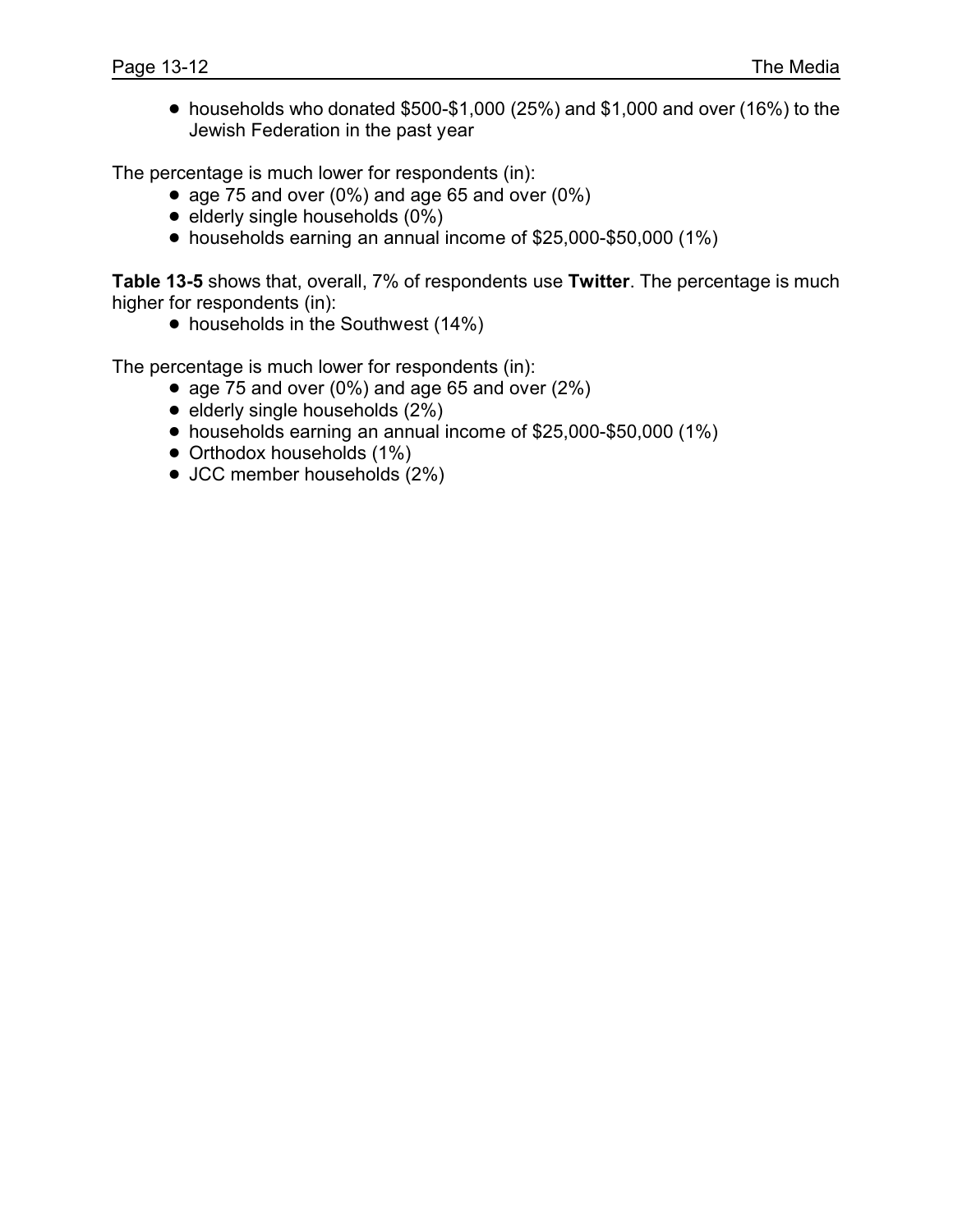- households who donated $500-$1,000 (25%) and $1,000 and over (16%) to the Jewish Federation in the past year

The percentage is much lower for respondents (in):

- age 75 and over (0%) and age 65 and over (0%)
- elderly single households (0%)
- households earning an annual income of $25,000-$50,000 (1%)

**Table 13-5** shows that, overall, 7% of respondents use **Twitter**. The percentage is much higher for respondents (in):

- households in the Southwest (14%)

The percentage is much lower for respondents (in):

- age 75 and over (0%) and age 65 and over (2%)
- elderly single households (2%)
- households earning an annual income of $25,000-$50,000 (1%)
- Orthodox households (1%)
- JCC member households (2%)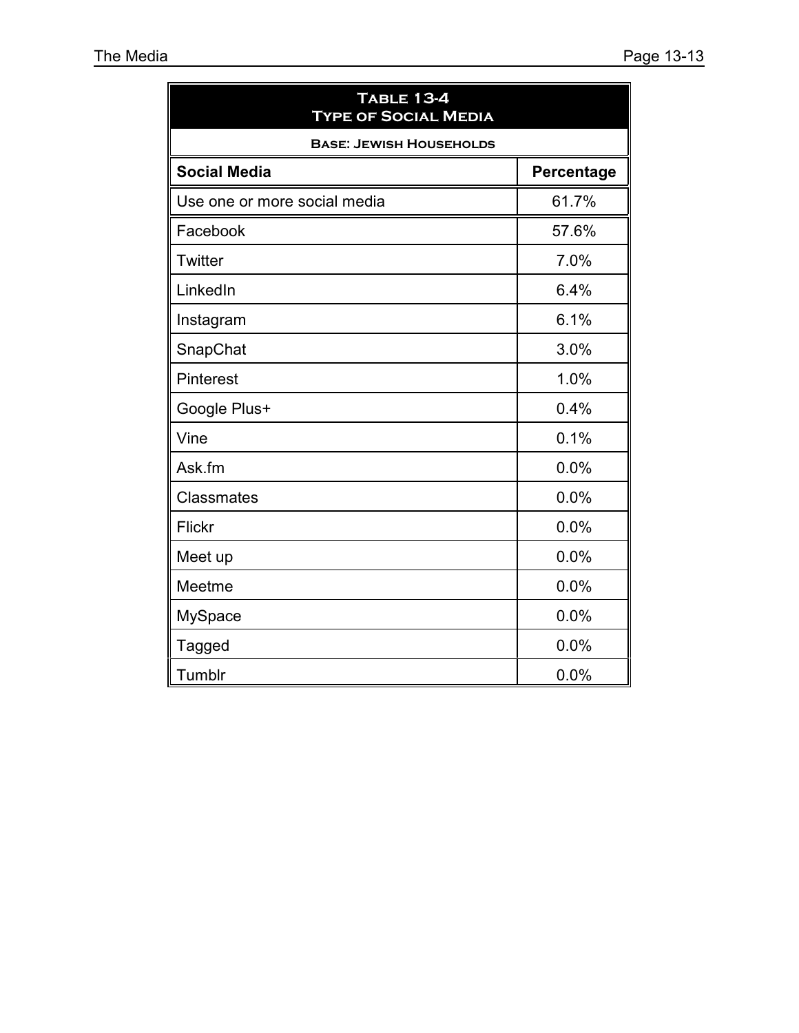| Table 13-4<br>Type of Social Media | |
|---|---|
| **Base: Jewish Households** | |
| **Social Media** | **Percentage** |
| Use one or more social media | 61.7% |
| Facebook | 57.6% |
| Twitter | 7.0% |
| LinkedIn | 6.4% |
| Instagram | 6.1% |
| SnapChat | 3.0% |
| Pinterest | 1.0% |
| Google Plus+ | 0.4% |
| Vine | 0.1% |
| Ask.fm | 0.0% |
| Classmates | 0.0% |
| Flickr | 0.0% |
| Meet up | 0.0% |
| Meetme | 0.0% |
| MySpace | 0.0% |
| Tagged | 0.0% |
| Tumblr | 0.0% |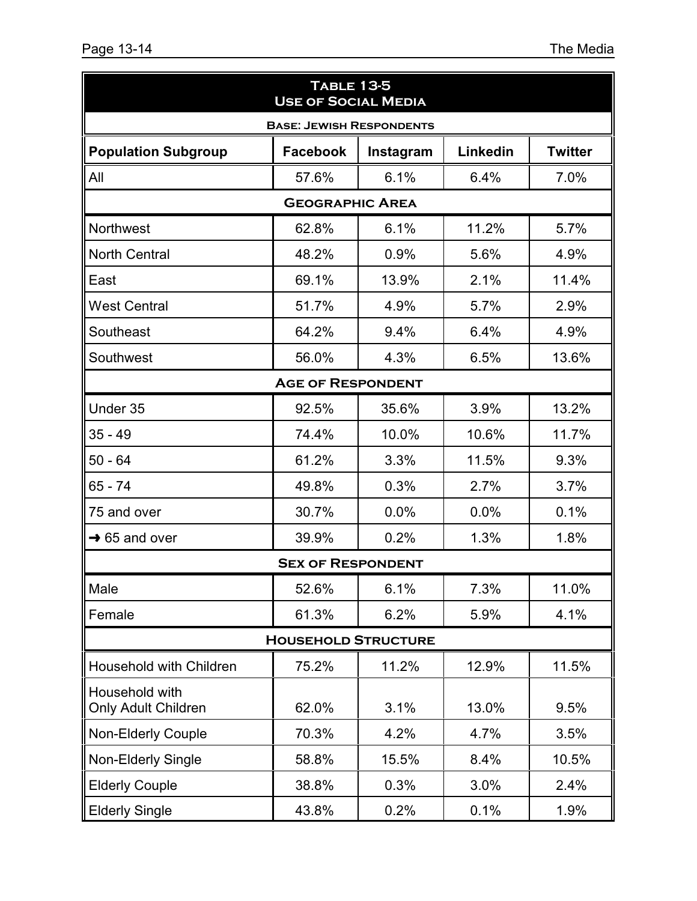| Table 13-5<br>Use of Social Media | | | | |
|---|---|---|---|---|
| **Base: Jewish Respondents** | | | | |
| **Population Subgroup** | **Facebook** | **Instagram** | **Linkedin** | **Twitter** |
| All | 57.6% | 6.1% | 6.4% | 7.0% |
| **Geographic Area** | | | | |
| Northwest | 62.8% | 6.1% | 11.2% | 5.7% |
| North Central | 48.2% | 0.9% | 5.6% | 4.9% |
| East | 69.1% | 13.9% | 2.1% | 11.4% |
| West Central | 51.7% | 4.9% | 5.7% | 2.9% |
| Southeast | 64.2% | 9.4% | 6.4% | 4.9% |
| Southwest | 56.0% | 4.3% | 6.5% | 13.6% |
| **Age of Respondent** | | | | |
| Under 35 | 92.5% | 35.6% | 3.9% | 13.2% |
| 35 - 49 | 74.4% | 10.0% | 10.6% | 11.7% |
| 50 - 64 | 61.2% | 3.3% | 11.5% | 9.3% |
| 65 - 74 | 49.8% | 0.3% | 2.7% | 3.7% |
| 75 and over | 30.7% | 0.0% | 0.0% | 0.1% |
| ➜ 65 and over | 39.9% | 0.2% | 1.3% | 1.8% |
| **Sex of Respondent** | | | | |
| Male | 52.6% | 6.1% | 7.3% | 11.0% |
| Female | 61.3% | 6.2% | 5.9% | 4.1% |
| **Household Structure** | | | | |
| Household with Children | 75.2% | 11.2% | 12.9% | 11.5% |
| Household with Only Adult Children | 62.0% | 3.1% | 13.0% | 9.5% |
| Non-Elderly Couple | 70.3% | 4.2% | 4.7% | 3.5% |
| Non-Elderly Single | 58.8% | 15.5% | 8.4% | 10.5% |
| Elderly Couple | 38.8% | 0.3% | 3.0% | 2.4% |
| Elderly Single | 43.8% | 0.2% | 0.1% | 1.9% |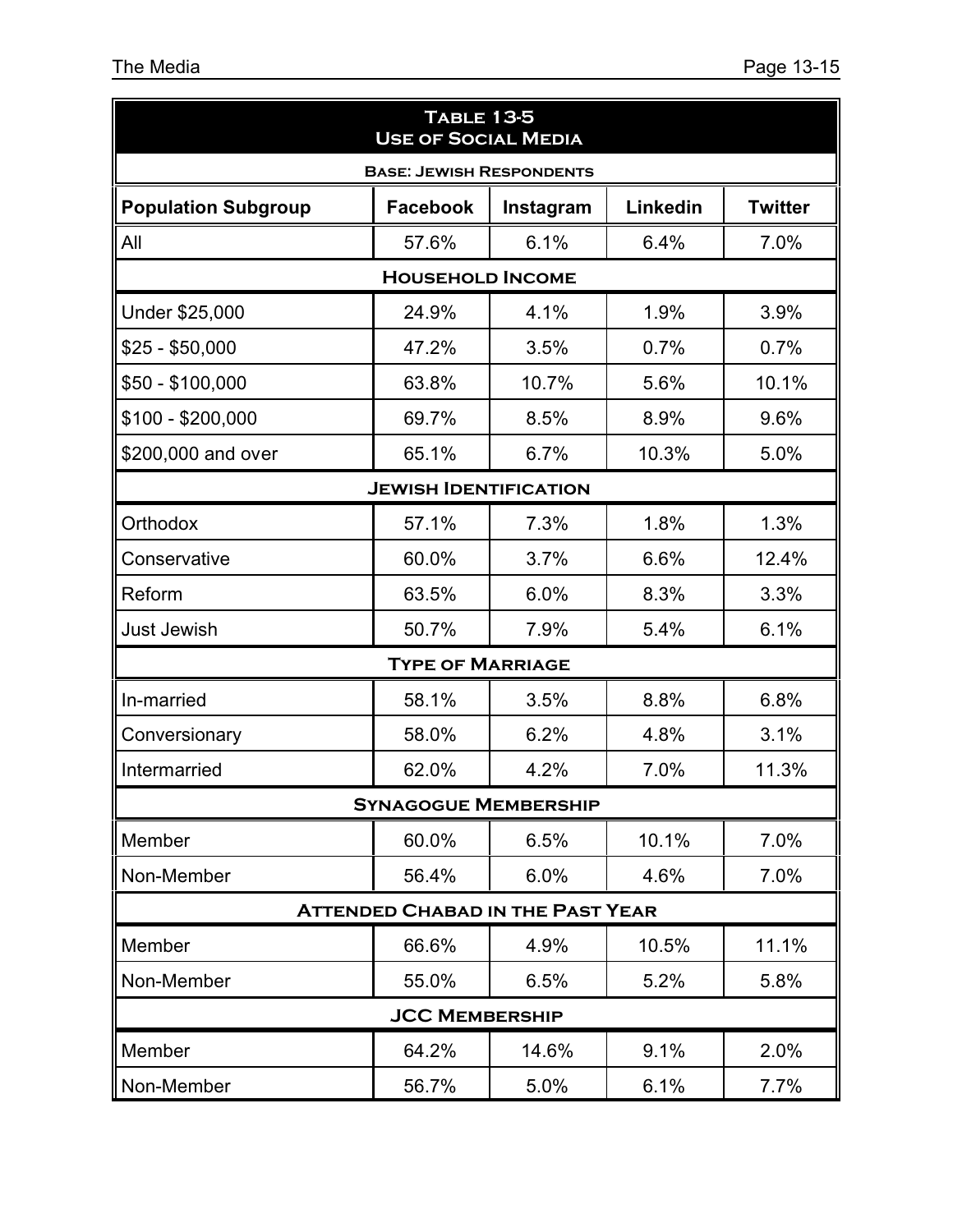| Table 13-5<br>Use of Social Media | | | | |
|---|---|---|---|---|
| **Base: Jewish Respondents** | | | | |
| **Population Subgroup** | **Facebook** | **Instagram** | **Linkedin** | **Twitter** |
| All | 57.6% | 6.1% | 6.4% | 7.0% |
| **Household Income** | | | | |
| Under $25,000 | 24.9% | 4.1% | 1.9% | 3.9% |
| $25 - $50,000 | 47.2% | 3.5% | 0.7% | 0.7% |
| $50 - $100,000 | 63.8% | 10.7% | 5.6% | 10.1% |
| $100 - $200,000 | 69.7% | 8.5% | 8.9% | 9.6% |
| $200,000 and over | 65.1% | 6.7% | 10.3% | 5.0% |
| **Jewish Identification** | | | | |
| Orthodox | 57.1% | 7.3% | 1.8% | 1.3% |
| Conservative | 60.0% | 3.7% | 6.6% | 12.4% |
| Reform | 63.5% | 6.0% | 8.3% | 3.3% |
| Just Jewish | 50.7% | 7.9% | 5.4% | 6.1% |
| **Type of Marriage** | | | | |
| In-married | 58.1% | 3.5% | 8.8% | 6.8% |
| Conversionary | 58.0% | 6.2% | 4.8% | 3.1% |
| Intermarried | 62.0% | 4.2% | 7.0% | 11.3% |
| **Synagogue Membership** | | | | |
| Member | 60.0% | 6.5% | 10.1% | 7.0% |
| Non-Member | 56.4% | 6.0% | 4.6% | 7.0% |
| **Attended Chabad in the Past Year** | | | | |
| Member | 66.6% | 4.9% | 10.5% | 11.1% |
| Non-Member | 55.0% | 6.5% | 5.2% | 5.8% |
| **JCC Membership** | | | | |
| Member | 64.2% | 14.6% | 9.1% | 2.0% |
| Non-Member | 56.7% | 5.0% | 6.1% | 7.7% |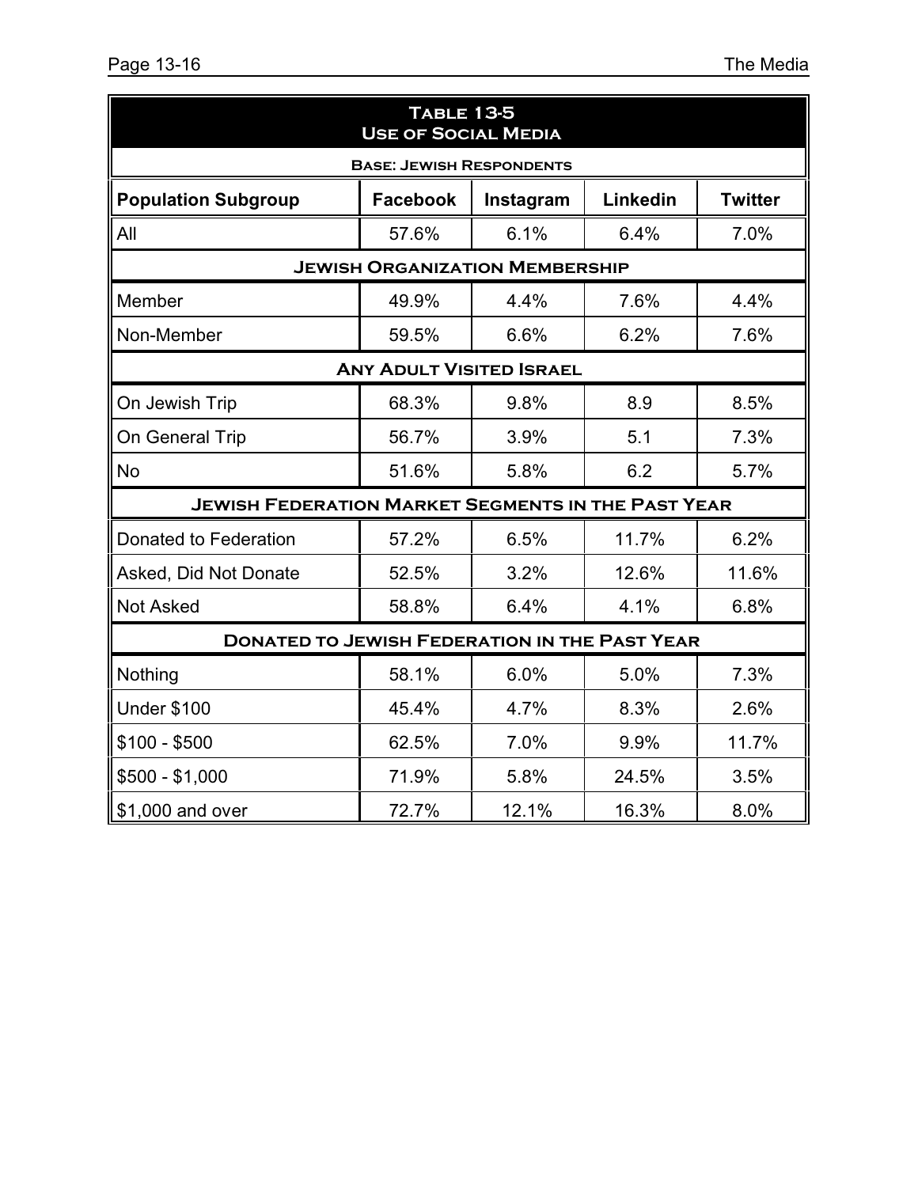## Table 13-5
## Use of Social Media

**Base: Jewish Respondents**

| Population Subgroup | Facebook | Instagram | Linkedin | Twitter |
|---|---|---|---|---|
| All | 57.6% | 6.1% | 6.4% | 7.0% |
| **Jewish Organization Membership** | | | | |
| Member | 49.9% | 4.4% | 7.6% | 4.4% |
| Non-Member | 59.5% | 6.6% | 6.2% | 7.6% |
| **Any Adult Visited Israel** | | | | |
| On Jewish Trip | 68.3% | 9.8% | 8.9 | 8.5% |
| On General Trip | 56.7% | 3.9% | 5.1 | 7.3% |
| No | 51.6% | 5.8% | 6.2 | 5.7% |
| **Jewish Federation Market Segments in the Past Year** | | | | |
| Donated to Federation | 57.2% | 6.5% | 11.7% | 6.2% |
| Asked, Did Not Donate | 52.5% | 3.2% | 12.6% | 11.6% |
| Not Asked | 58.8% | 6.4% | 4.1% | 6.8% |
| **Donated to Jewish Federation in the Past Year** | | | | |
| Nothing | 58.1% | 6.0% | 5.0% | 7.3% |
| Under $100 | 45.4% | 4.7% | 8.3% | 2.6% |
| $100 - $500 | 62.5% | 7.0% | 9.9% | 11.7% |
| $500 - $1,000 | 71.9% | 5.8% | 24.5% | 3.5% |
| $1,000 and over | 72.7% | 12.1% | 16.3% | 8.0% |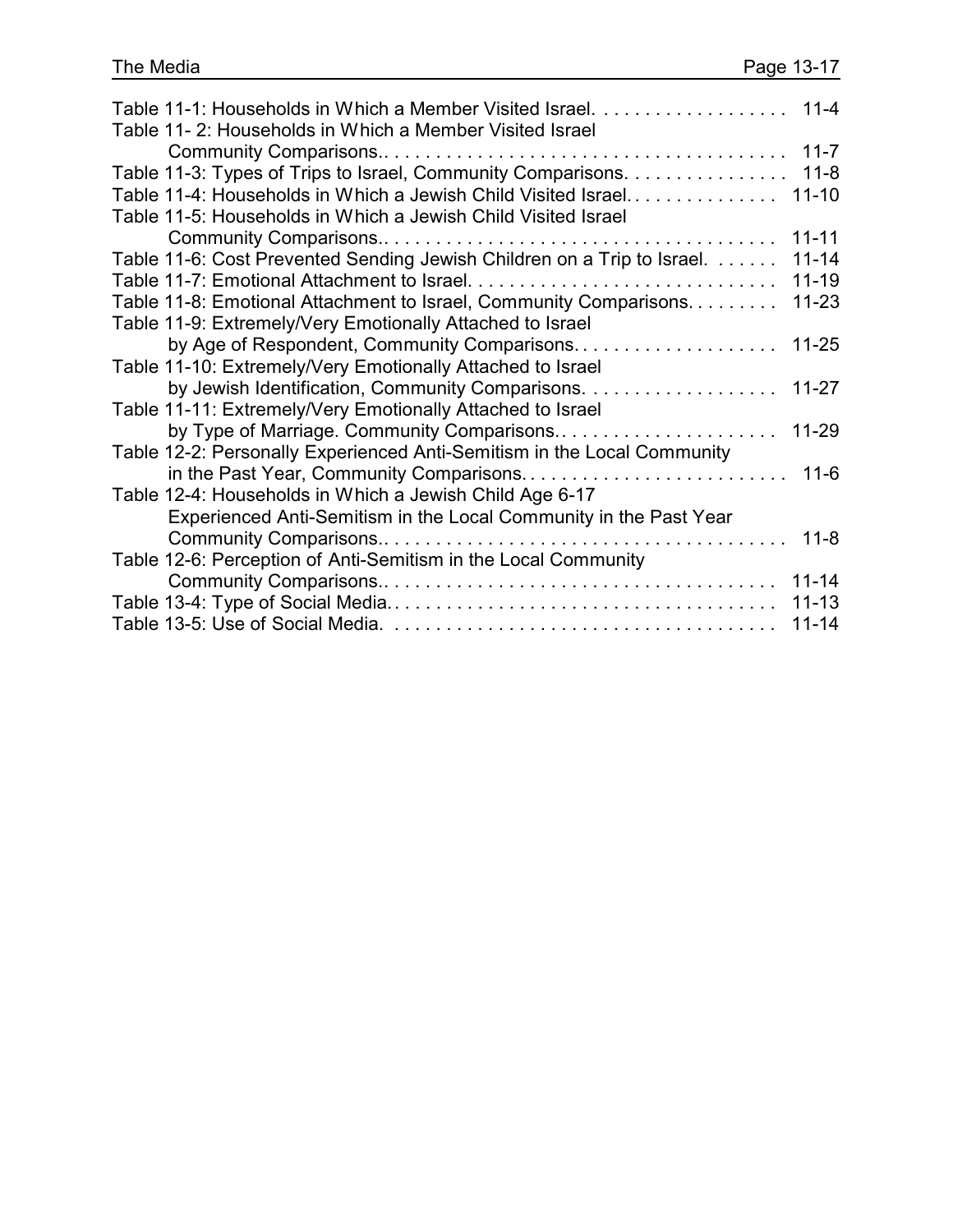Table 11-1: Households in Which a Member Visited Israel. . . . . . . . . . . . . . . . . . . 11-4
Table 11- 2: Households in Which a Member Visited Israel
Community Comparisons.. . . . . . . . . . . . . . . . . . . . . . . . . . . . . . . . . . . . . . . 11-7
Table 11-3: Types of Trips to Israel, Community Comparisons. . . . . . . . . . . . . . . . 11-8
Table 11-4: Households in Which a Jewish Child Visited Israel. . . . . . . . . . . . . . . 11-10
Table 11-5: Households in Which a Jewish Child Visited Israel
Community Comparisons.. . . . . . . . . . . . . . . . . . . . . . . . . . . . . . . . . . . . . . 11-11
Table 11-6: Cost Prevented Sending Jewish Children on a Trip to Israel. . . . . . . 11-14
Table 11-7: Emotional Attachment to Israel. . . . . . . . . . . . . . . . . . . . . . . . . . . . . 11-19
Table 11-8: Emotional Attachment to Israel, Community Comparisons. . . . . . . . . 11-23
Table 11-9: Extremely/Very Emotionally Attached to Israel
by Age of Respondent, Community Comparisons. . . . . . . . . . . . . . . . . . . . 11-25
Table 11-10: Extremely/Very Emotionally Attached to Israel
by Jewish Identification, Community Comparisons. . . . . . . . . . . . . . . . . . . 11-27
Table 11-11: Extremely/Very Emotionally Attached to Israel
by Type of Marriage. Community Comparisons.. . . . . . . . . . . . . . . . . . . . . 11-29
Table 12-2: Personally Experienced Anti-Semitism in the Local Community
in the Past Year, Community Comparisons. . . . . . . . . . . . . . . . . . . . . . . . . . 11-6
Table 12-4: Households in Which a Jewish Child Age 6-17
Experienced Anti-Semitism in the Local Community in the Past Year
Community Comparisons.. . . . . . . . . . . . . . . . . . . . . . . . . . . . . . . . . . . . . . . 11-8
Table 12-6: Perception of Anti-Semitism in the Local Community
Community Comparisons.. . . . . . . . . . . . . . . . . . . . . . . . . . . . . . . . . . . . . . 11-14
Table 13-4: Type of Social Media.. . . . . . . . . . . . . . . . . . . . . . . . . . . . . . . . . . . 11-13
Table 13-5: Use of Social Media. . . . . . . . . . . . . . . . . . . . . . . . . . . . . . . . . . . . 11-14